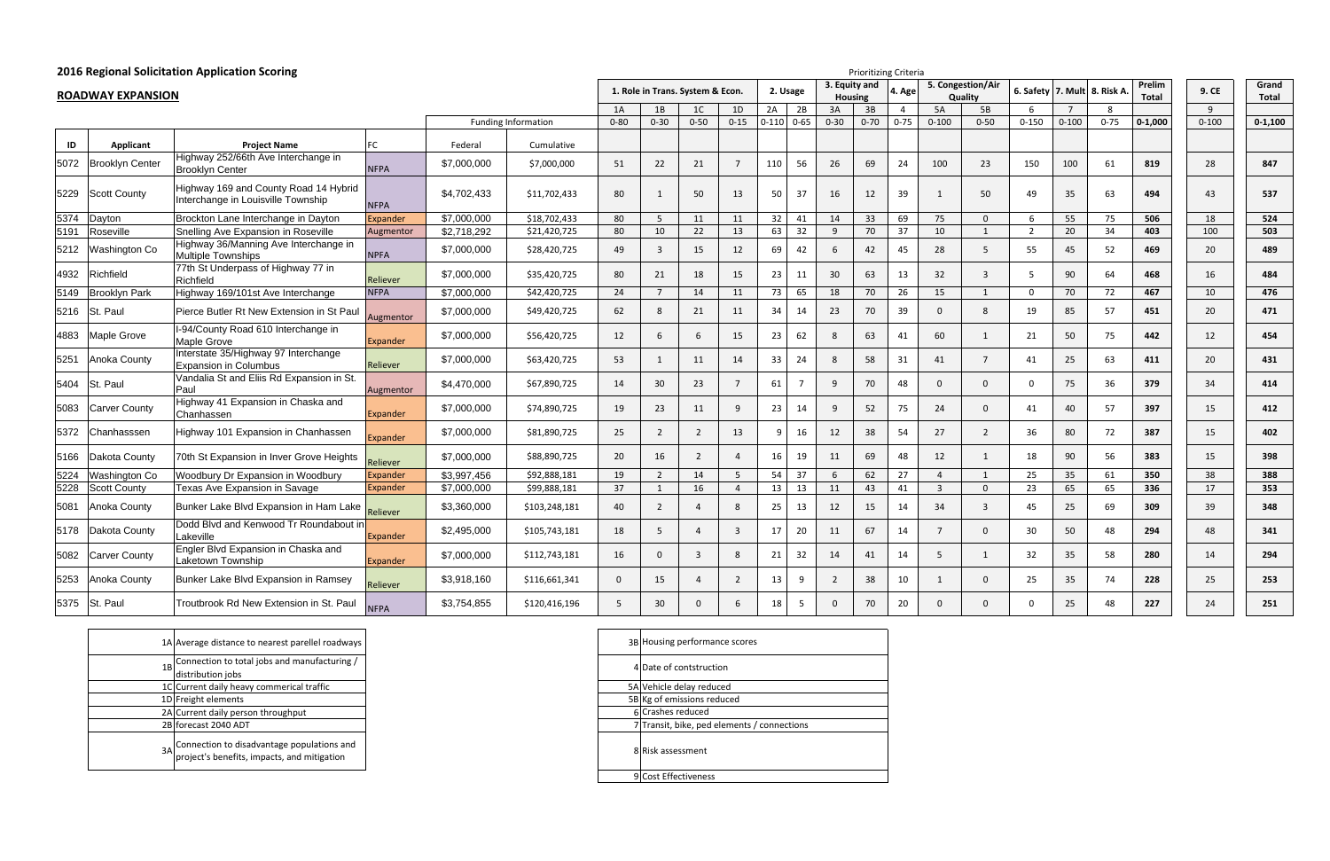## 2016 Regional Solicitation Application Scoring

### ROADWAY EXPANSION

| | | | | Funding Information | | Prioritizing Criteria | | | | | | | | | | | | | | | | | | |
|---|---|---|---|---|---|---|---|---|---|---|---|---|---|---|---|---|---|---|---|---|---|---|---|---|
| | | | | | | 1. Role in Trans. System & Econ. | | | | 2. Usage | | 3. Equity and Housing | | 4. Age | 5. Congestion/Air Quality | | 6. Safety | 7. Mult | 8. Risk A. | Prelim Total | | 9. CE | | Grand Total |
| | | | | | | 1A | 1B | 1C | 1D | 2A | 2B | 3A | 3B | 4 | 5A | 5B | 6 | 7 | 8 | | | 9 | | |
| | | | | | | 0-80 | 0-30 | 0-50 | 0-15 | 0-110 | 0-65 | 0-30 | 0-70 | 0-75 | 0-100 | 0-50 | 0-150 | 0-100 | 0-75 | 0-1,000 | | 0-100 | | 0-1,100 |
| ID | Applicant | Project Name | FC | Federal | Cumulative | | | | | | | | | | | | | | | | | | | |
| 5072 | Brooklyn Center | Highway 252/66th Ave Interchange in Brooklyn Center | NFPA | $7,000,000 | $7,000,000 | 51 | 22 | 21 | 7 | 110 | 56 | 26 | 69 | 24 | 100 | 23 | 150 | 100 | 61 | 819 | | 28 | | 847 |
| 5229 | Scott County | Highway 169 and County Road 14 Hybrid Interchange in Louisville Township | NFPA | $4,702,433 | $11,702,433 | 80 | 1 | 50 | 13 | 50 | 37 | 16 | 12 | 39 | 1 | 50 | 49 | 35 | 63 | 494 | | 43 | | 537 |
| 5374 | Dayton | Brockton Lane Interchange in Dayton | Expander | $7,000,000 | $18,702,433 | 80 | 5 | 11 | 11 | 32 | 41 | 14 | 33 | 69 | 75 | 0 | 6 | 55 | 75 | 506 | | 18 | | 524 |
| 5191 | Roseville | Snelling Ave Expansion in Roseville | Augmentor | $2,718,292 | $21,420,725 | 80 | 10 | 22 | 13 | 63 | 32 | 9 | 70 | 37 | 10 | 1 | 2 | 20 | 34 | 403 | | 100 | | 503 |
| 5212 | Washington Co | Highway 36/Manning Ave Interchange in Multiple Townships | NFPA | $7,000,000 | $28,420,725 | 49 | 3 | 15 | 12 | 69 | 42 | 6 | 42 | 45 | 28 | 5 | 55 | 45 | 52 | 469 | | 20 | | 489 |
| 4932 | Richfield | 77th St Underpass of Highway 77 in Richfield | Reliever | $7,000,000 | $35,420,725 | 80 | 21 | 18 | 15 | 23 | 11 | 30 | 63 | 13 | 32 | 3 | 5 | 90 | 64 | 468 | | 16 | | 484 |
| 5149 | Brooklyn Park | Highway 169/101st Ave Interchange | NFPA | $7,000,000 | $42,420,725 | 24 | 7 | 14 | 11 | 73 | 65 | 18 | 70 | 26 | 15 | 1 | 0 | 70 | 72 | 467 | | 10 | | 476 |
| 5216 | St. Paul | Pierce Butler Rt New Extension in St Paul | Augmentor | $7,000,000 | $49,420,725 | 62 | 8 | 21 | 11 | 34 | 14 | 23 | 70 | 39 | 0 | 8 | 19 | 85 | 57 | 451 | | 20 | | 471 |
| 4883 | Maple Grove | I-94/County Road 610 Interchange in Maple Grove | Expander | $7,000,000 | $56,420,725 | 12 | 6 | 6 | 15 | 23 | 62 | 8 | 63 | 41 | 60 | 1 | 21 | 50 | 75 | 442 | | 12 | | 454 |
| 5251 | Anoka County | Interstate 35/Highway 97 Interchange Expansion in Columbus | Reliever | $7,000,000 | $63,420,725 | 53 | 1 | 11 | 14 | 33 | 24 | 8 | 58 | 31 | 41 | 7 | 41 | 25 | 63 | 411 | | 20 | | 431 |
| 5404 | St. Paul | Vandalia St and Eliis Rd Expansion in St. Paul | Augmentor | $4,470,000 | $67,890,725 | 14 | 30 | 23 | 7 | 61 | 7 | 9 | 70 | 48 | 0 | 0 | 0 | 75 | 36 | 379 | | 34 | | 414 |
| 5083 | Carver County | Highway 41 Expansion in Chaska and Chanhassen | Expander | $7,000,000 | $74,890,725 | 19 | 23 | 11 | 9 | 23 | 14 | 9 | 52 | 75 | 24 | 0 | 41 | 40 | 57 | 397 | | 15 | | 412 |
| 5372 | Chanhasssen | Highway 101 Expansion in Chanhassen | Expander | $7,000,000 | $81,890,725 | 25 | 2 | 2 | 13 | 9 | 16 | 12 | 38 | 54 | 27 | 2 | 36 | 80 | 72 | 387 | | 15 | | 402 |
| 5166 | Dakota County | 70th St Expansion in Inver Grove Heights | Reliever | $7,000,000 | $88,890,725 | 20 | 16 | 2 | 4 | 16 | 19 | 11 | 69 | 48 | 12 | 1 | 18 | 90 | 56 | 383 | | 15 | | 398 |
| 5224 | Washington Co | Woodbury Dr Expansion in Woodbury | Expander | $3,997,456 | $92,888,181 | 19 | 2 | 14 | 5 | 54 | 37 | 6 | 62 | 27 | 4 | 1 | 25 | 35 | 61 | 350 | | 38 | | 388 |
| 5228 | Scott County | Texas Ave Expansion in Savage | Expander | $7,000,000 | $99,888,181 | 37 | 1 | 16 | 4 | 13 | 13 | 11 | 43 | 41 | 3 | 0 | 23 | 65 | 65 | 336 | | 17 | | 353 |
| 5081 | Anoka County | Bunker Lake Blvd Expansion in Ham Lake | Reliever | $3,360,000 | $103,248,181 | 40 | 2 | 4 | 8 | 25 | 13 | 12 | 15 | 14 | 34 | 3 | 45 | 25 | 69 | 309 | | 39 | | 348 |
| 5178 | Dakota County | Dodd Blvd and Kenwood Tr Roundabout in Lakeville | Expander | $2,495,000 | $105,743,181 | 18 | 5 | 4 | 3 | 17 | 20 | 11 | 67 | 14 | 7 | 0 | 30 | 50 | 48 | 294 | | 48 | | 341 |
| 5082 | Carver County | Engler Blvd Expansion in Chaska and Laketown Township | Expander | $7,000,000 | $112,743,181 | 16 | 0 | 3 | 8 | 21 | 32 | 14 | 41 | 14 | 5 | 1 | 32 | 35 | 58 | 280 | | 14 | | 294 |
| 5253 | Anoka County | Bunker Lake Blvd Expansion in Ramsey | Reliever | $3,918,160 | $116,661,341 | 0 | 15 | 4 | 2 | 13 | 9 | 2 | 38 | 10 | 1 | 0 | 25 | 35 | 74 | 228 | | 25 | | 253 |
| 5375 | St. Paul | Troutbrook Rd New Extension in St. Paul | NFPA | $3,754,855 | $120,416,196 | 5 | 30 | 0 | 6 | 18 | 5 | 0 | 70 | 20 | 0 | 0 | 0 | 25 | 48 | 227 | | 24 | | 251 |

| | |
|---|---|
| 1A | Average distance to nearest parellel roadways |
| 1B | Connection to total jobs and manufacturing / distribution jobs |
| 1C | Current daily heavy commerical traffic |
| 1D | Freight elements |
| 2A | Current daily person throughput |
| 2B | forecast 2040 ADT |
| 3A | Connection to disadvantage populations and project's benefits, impacts, and mitigation |

| | |
|---|---|
| 3B | Housing performance scores |
| 4 | Date of contstruction |
| 5A | Vehicle delay reduced |
| 5B | Kg of emissions reduced |
| 6 | Crashes reduced |
| 7 | Transit, bike, ped elements / connections |
| 8 | Risk assessment |
| 9 | Cost Effectiveness |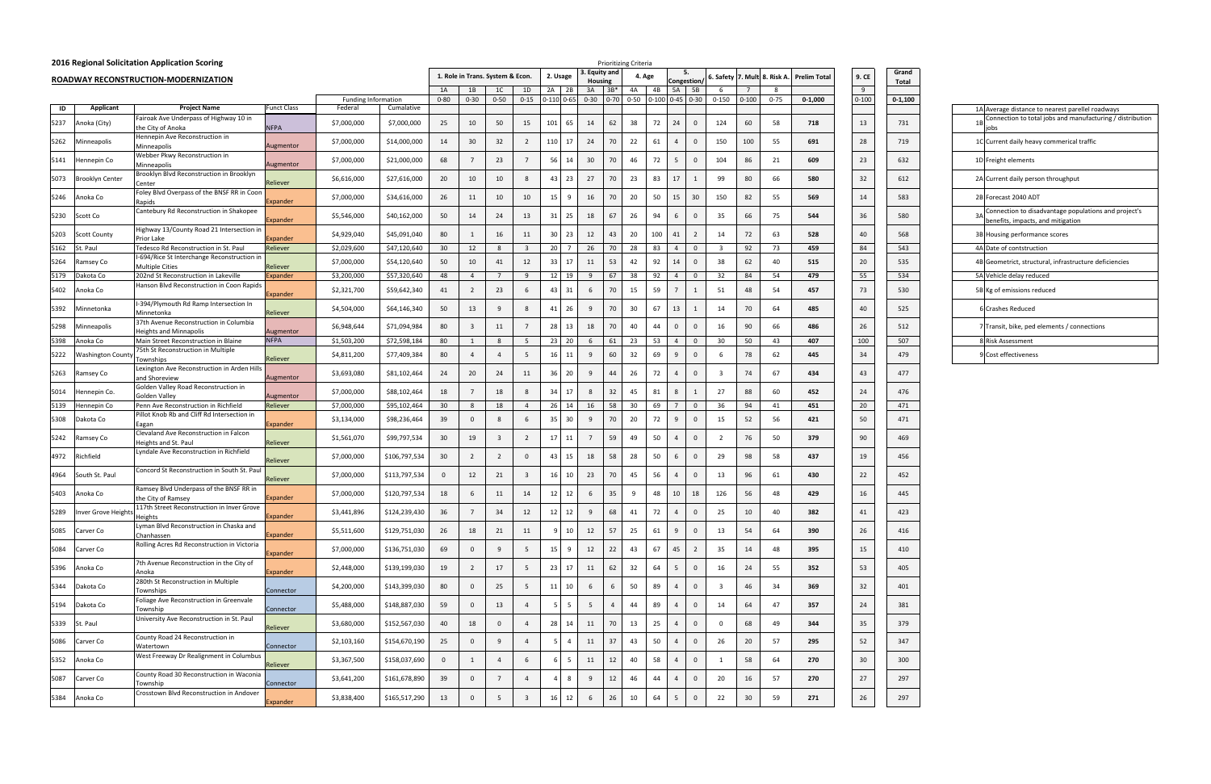## 2016 Regional Solicitation Application Scoring

### ROADWAY RECONSTRUCTION-MODERNIZATION

Prioritizing Criteria

| ID | Applicant | Project Name | Funct Class | Funding Information | | 1. Role in Trans. System & Econ. | | | | 2. Usage | | 3. Equity and Housing | | 4. Age | | 5. Congestion/ | | 6. Safety | 7. Mult | 8. Risk A. | Prelim Total | 9. CE | Grand Total |
|---|---|---|---|---|---|---|---|---|---|---|---|---|---|---|---|---|---|---|---|---|---|---|---|
| | | | | Federal | Cumalative | 1A | 1B | 1C | 1D | 2A | 2B | 3A | 3B* | 4A | 4B | 5A | 5B | 6 | 7 | 8 | | 9 | |
| | | | | | | 0-80 | 0-30 | 0-50 | 0-15 | 0-110 | 0-65 | 0-30 | 0-70 | 0-50 | 0-100 | 0-45 | 0-30 | 0-150 | 0-100 | 0-75 | 0-1,000 | 0-100 | 0-1,100 |
| 5237 | Anoka (City) | Fairoak Ave Underpass of Highway 10 in the City of Anoka | NFPA | $7,000,000 | $7,000,000 | 25 | 10 | 50 | 15 | 101 | 65 | 14 | 62 | 38 | 72 | 24 | 0 | 124 | 60 | 58 | 718 | 13 | 731 |
| 5262 | Minneapolis | Hennepin Ave Reconstruction in Minneapolis | Augmentor | $7,000,000 | $14,000,000 | 14 | 30 | 32 | 2 | 110 | 17 | 24 | 70 | 22 | 61 | 4 | 0 | 150 | 100 | 55 | 691 | 28 | 719 |
| 5141 | Hennepin Co | Webber Pkwy Reconstruction in Minneapolis | Augmentor | $7,000,000 | $21,000,000 | 68 | 7 | 23 | 7 | 56 | 14 | 30 | 70 | 46 | 72 | 5 | 0 | 104 | 86 | 21 | 609 | 23 | 632 |
| 5073 | Brooklyn Center | Brooklyn Blvd Reconstruction in Brooklyn Center | Reliever | $6,616,000 | $27,616,000 | 20 | 10 | 10 | 8 | 43 | 23 | 27 | 70 | 23 | 83 | 17 | 1 | 99 | 80 | 66 | 580 | 32 | 612 |
| 5246 | Anoka Co | Foley Blvd Overpass of the BNSF RR in Coon Rapids | Expander | $7,000,000 | $34,616,000 | 26 | 11 | 10 | 10 | 15 | 9 | 16 | 70 | 20 | 50 | 15 | 30 | 150 | 82 | 55 | 569 | 14 | 583 |
| 5230 | Scott Co | Cantebury Rd Reconstruction in Shakopee | Expander | $5,546,000 | $40,162,000 | 50 | 14 | 24 | 13 | 31 | 25 | 18 | 67 | 26 | 94 | 6 | 0 | 35 | 66 | 75 | 544 | 36 | 580 |
| 5203 | Scott County | Highway 13/County Road 21 Intersection in Prior Lake | Expander | $4,929,040 | $45,091,040 | 80 | 1 | 16 | 11 | 30 | 23 | 12 | 43 | 20 | 100 | 41 | 2 | 14 | 72 | 63 | 528 | 40 | 568 |
| 5162 | St. Paul | Tedesco Rd Reconstruction in St. Paul | Reliever | $2,029,600 | $47,120,640 | 30 | 12 | 8 | 3 | 20 | 7 | 26 | 70 | 28 | 83 | 4 | 0 | 3 | 92 | 73 | 459 | 84 | 543 |
| 5264 | Ramsey Co | I-694/Rice St Interchange Reconstruction in Multiple Cities | Reliever | $7,000,000 | $54,120,640 | 50 | 10 | 41 | 12 | 33 | 17 | 11 | 53 | 42 | 92 | 14 | 0 | 38 | 62 | 40 | 515 | 20 | 535 |
| 5179 | Dakota Co | 202nd St Reconstruction in Lakeville | Expander | $3,200,000 | $57,320,640 | 48 | 4 | 7 | 9 | 12 | 19 | 9 | 67 | 38 | 92 | 4 | 0 | 32 | 84 | 54 | 479 | 55 | 534 |
| 5402 | Anoka Co | Hanson Blvd Reconstruction in Coon Rapids | Expander | $2,321,700 | $59,642,340 | 41 | 2 | 23 | 6 | 43 | 31 | 6 | 70 | 15 | 59 | 7 | 1 | 51 | 48 | 54 | 457 | 73 | 530 |
| 5392 | Minnetonka | I-394/Plymouth Rd Ramp Intersection In Minnetonka | Reliever | $4,504,000 | $64,146,340 | 50 | 13 | 9 | 8 | 41 | 26 | 9 | 70 | 30 | 67 | 13 | 1 | 14 | 70 | 64 | 485 | 40 | 525 |
| 5298 | Minneapolis | 37th Avenue Reconstruction in Columbia Heights and Minneapolis | Augmentor | $6,948,644 | $71,094,984 | 80 | 3 | 11 | 7 | 28 | 13 | 18 | 70 | 40 | 44 | 0 | 0 | 16 | 90 | 66 | 486 | 26 | 512 |
| 5398 | Anoka Co | Main Street Reconstruction in Blaine | NFPA | $1,503,200 | $72,598,184 | 80 | 1 | 8 | 5 | 23 | 20 | 6 | 61 | 23 | 53 | 4 | 0 | 30 | 50 | 43 | 407 | 100 | 507 |
| 5222 | Washington County | 75th St Reconstruction in Multiple Townships | Reliever | $4,811,200 | $77,409,384 | 80 | 4 | 4 | 5 | 16 | 11 | 9 | 60 | 32 | 69 | 9 | 0 | 6 | 78 | 62 | 445 | 34 | 479 |
| 5263 | Ramsey Co | Lexington Ave Reconstruction in Arden Hills and Shoreview | Augmentor | $3,693,080 | $81,102,464 | 24 | 20 | 24 | 11 | 36 | 20 | 9 | 44 | 26 | 72 | 4 | 0 | 3 | 74 | 67 | 434 | 43 | 477 |
| 5014 | Hennepin Co. | Golden Valley Road Reconstruction in Golden Valley | Augmentor | $7,000,000 | $88,102,464 | 18 | 7 | 18 | 8 | 34 | 17 | 8 | 32 | 45 | 81 | 8 | 1 | 27 | 88 | 60 | 452 | 24 | 476 |
| 5139 | Hennepin Co | Penn Ave Reconstruction in Richfield | Reliever | $7,000,000 | $95,102,464 | 30 | 8 | 18 | 4 | 26 | 14 | 16 | 58 | 30 | 69 | 7 | 0 | 36 | 94 | 41 | 451 | 20 | 471 |
| 5308 | Dakota Co | Pillot Knob Rb and Cliff Rd Intersection in Eagan | Expander | $3,134,000 | $98,236,464 | 39 | 0 | 8 | 6 | 35 | 30 | 9 | 70 | 20 | 72 | 9 | 0 | 15 | 52 | 56 | 421 | 50 | 471 |
| 5242 | Ramsey Co | Clevaland Ave Reconstruction in Falcon Heights and St. Paul | Reliever | $1,561,070 | $99,797,534 | 30 | 19 | 3 | 2 | 17 | 11 | 7 | 59 | 49 | 50 | 4 | 0 | 2 | 76 | 50 | 379 | 90 | 469 |
| 4972 | Richfield | Lyndale Ave Reconstruction in Richfield | Reliever | $7,000,000 | $106,797,534 | 30 | 2 | 2 | 0 | 43 | 15 | 18 | 58 | 28 | 50 | 6 | 0 | 29 | 98 | 58 | 437 | 19 | 456 |
| 4964 | South St. Paul | Concord St Reconstruction in South St. Paul | Reliever | $7,000,000 | $113,797,534 | 0 | 12 | 21 | 3 | 16 | 10 | 23 | 70 | 45 | 56 | 4 | 0 | 13 | 96 | 61 | 430 | 22 | 452 |
| 5403 | Anoka Co | Ramsey Blvd Underpass of the BNSF RR in the City of Ramsey | Expander | $7,000,000 | $120,797,534 | 18 | 6 | 11 | 14 | 12 | 12 | 6 | 35 | 9 | 48 | 10 | 18 | 126 | 56 | 48 | 429 | 16 | 445 |
| 5289 | Inver Grove Heights | 117th Street Reconstruction in Inver Grove Heights | Expander | $3,441,896 | $124,239,430 | 36 | 7 | 34 | 12 | 12 | 12 | 9 | 68 | 41 | 72 | 4 | 0 | 25 | 10 | 40 | 382 | 41 | 423 |
| 5085 | Carver Co | Lyman Blvd Reconstruction in Chaska and Chanhassen | Expander | $5,511,600 | $129,751,030 | 26 | 18 | 21 | 11 | 9 | 10 | 12 | 57 | 25 | 61 | 9 | 0 | 13 | 54 | 64 | 390 | 26 | 416 |
| 5084 | Carver Co | Rolling Acres Rd Reconstruction in Victoria | Expander | $7,000,000 | $136,751,030 | 69 | 0 | 9 | 5 | 15 | 9 | 12 | 22 | 43 | 67 | 45 | 2 | 35 | 14 | 48 | 395 | 15 | 410 |
| 5396 | Anoka Co | 7th Avenue Reconstruction in the City of Anoka | Expander | $2,448,000 | $139,199,030 | 19 | 2 | 17 | 5 | 23 | 17 | 11 | 62 | 32 | 64 | 5 | 0 | 16 | 24 | 55 | 352 | 53 | 405 |
| 5344 | Dakota Co | 280th St Reconstruction in Multiple Townships | Connector | $4,200,000 | $143,399,030 | 80 | 0 | 25 | 5 | 11 | 10 | 6 | 6 | 50 | 89 | 4 | 0 | 3 | 46 | 34 | 369 | 32 | 401 |
| 5194 | Dakota Co | Foliage Ave Reconstruction in Greenvale Township | Connector | $5,488,000 | $148,887,030 | 59 | 0 | 13 | 4 | 5 | 5 | 5 | 4 | 44 | 89 | 4 | 0 | 14 | 64 | 47 | 357 | 24 | 381 |
| 5339 | St. Paul | University Ave Reconstruction in St. Paul | Reliever | $3,680,000 | $152,567,030 | 40 | 18 | 0 | 4 | 28 | 14 | 11 | 70 | 13 | 25 | 4 | 0 | 0 | 68 | 49 | 344 | 35 | 379 |
| 5086 | Carver Co | County Road 24 Reconstruction in Watertown | Connector | $2,103,160 | $154,670,190 | 25 | 0 | 9 | 4 | 5 | 4 | 11 | 37 | 43 | 50 | 4 | 0 | 26 | 20 | 57 | 295 | 52 | 347 |
| 5352 | Anoka Co | West Freeway Dr Realignment in Columbus | Reliever | $3,367,500 | $158,037,690 | 0 | 1 | 4 | 6 | 6 | 5 | 11 | 12 | 40 | 58 | 4 | 0 | 1 | 58 | 64 | 270 | 30 | 300 |
| 5087 | Carver Co | County Road 30 Reconstruction in Waconia Township | Connector | $3,641,200 | $161,678,890 | 39 | 0 | 7 | 4 | 4 | 8 | 9 | 12 | 46 | 44 | 4 | 0 | 20 | 16 | 57 | 270 | 27 | 297 |
| 5384 | Anoka Co | Crosstown Blvd Reconstruction in Andover | Expander | $3,838,400 | $165,517,290 | 13 | 0 | 5 | 3 | 16 | 12 | 6 | 26 | 10 | 64 | 5 | 0 | 22 | 30 | 59 | 271 | 26 | 297 |

| Criteria | Description |
|---|---|
| 1A | Average distance to nearest parellel roadways |
| 1B | Connection to total jobs and manufacturing / distribution jobs |
| 1C | Current daily heavy commerical traffic |
| 1D | Freight elements |
| 2A | Current daily person throughput |
| 2B | Forecast 2040 ADT |
| 3A | Connection to disadvantage populations and project's benefits, impacts, and mitigation |
| 3B | Housing performance scores |
| 4A | Date of contstruction |
| 4B | Geometrict, structural, infrastructure deficiencies |
| 5A | Vehicle delay reduced |
| 5B | Kg of emissions reduced |
| 6 | Crashes Reduced |
| 7 | Transit, bike, ped elements / connections |
| 8 | Risk Assessment |
| 9 | Cost effectiveness |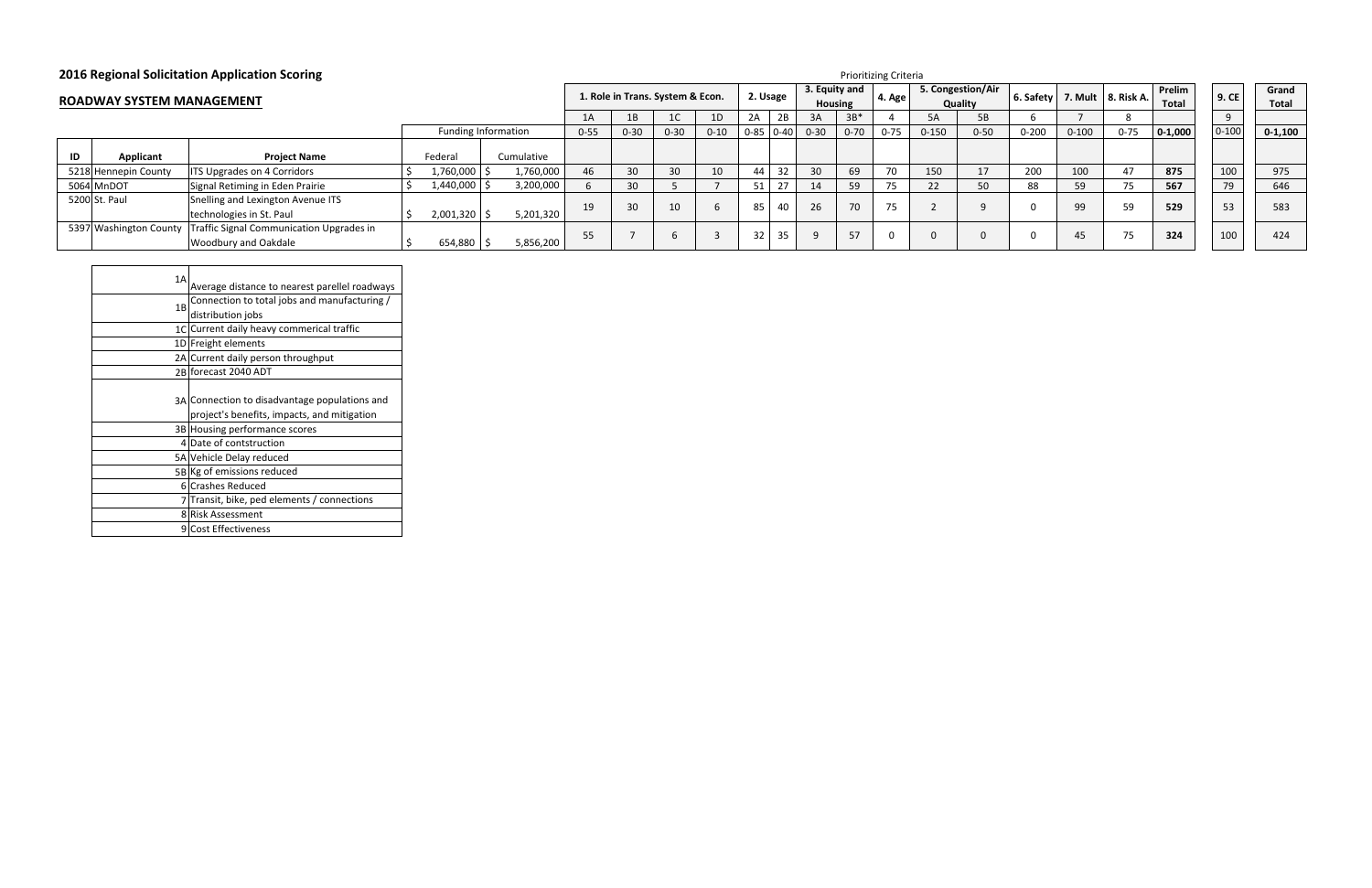## 2016 Regional Solicitation Application Scoring

### ROADWAY SYSTEM MANAGEMENT

Prioritizing Criteria

| ID | Applicant | Project Name | Funding Information | | 1. Role in Trans. System & Econ. | | | | 2. Usage | | 3. Equity and Housing | | 4. Age | 5. Congestion/Air Quality | | 6. Safety | 7. Mult | 8. Risk A. | Prelim Total | 9. CE | Grand Total |
|---|---|---|---|---|---|---|---|---|---|---|---|---|---|---|---|---|---|---|---|---|---|
| | | | | | 1A | 1B | 1C | 1D | 2A | 2B | 3A | 3B* | 4 | 5A | 5B | 6 | 7 | 8 | | 9 | |
| | | | | | 0-55 | 0-30 | 0-30 | 0-10 | 0-85 | 0-40 | 0-30 | 0-70 | 0-75 | 0-150 | 0-50 | 0-200 | 0-100 | 0-75 | **0-1,000** | 0-100 | **0-1,100** |
| | | | Federal | Cumulative | | | | | | | | | | | | | | | | | |
| 5218 | Hennepin County | ITS Upgrades on 4 Corridors | $ 1,760,000 | $ 1,760,000 | 46 | 30 | 30 | 10 | 44 | 32 | 30 | 69 | 70 | 150 | 17 | 200 | 100 | 47 | **875** | 100 | 975 |
| 5064 | MnDOT | Signal Retiming in Eden Prairie | $ 1,440,000 | $ 3,200,000 | 6 | 30 | 5 | 7 | 51 | 27 | 14 | 59 | 75 | 22 | 50 | 88 | 59 | 75 | **567** | 79 | 646 |
| 5200 | St. Paul | Snelling and Lexington Avenue ITS technologies in St. Paul | $ 2,001,320 | $ 5,201,320 | 19 | 30 | 10 | 6 | 85 | 40 | 26 | 70 | 75 | 2 | 9 | 0 | 99 | 59 | **529** | 53 | 583 |
| 5397 | Washington County | Traffic Signal Communication Upgrades in Woodbury and Oakdale | $ 654,880 | $ 5,856,200 | 55 | 7 | 6 | 3 | 32 | 35 | 9 | 57 | 0 | 0 | 0 | 0 | 45 | 75 | **324** | 100 | 424 |

| | |
|---|---|
| 1A | Average distance to nearest parellel roadways |
| 1B | Connection to total jobs and manufacturing / distribution jobs |
| 1C | Current daily heavy commerical traffic |
| 1D | Freight elements |
| 2A | Current daily person throughput |
| 2B | forecast 2040 ADT |
| 3A | Connection to disadvantage populations and project's benefits, impacts, and mitigation |
| 3B | Housing performance scores |
| 4 | Date of contstruction |
| 5A | Vehicle Delay reduced |
| 5B | Kg of emissions reduced |
| 6 | Crashes Reduced |
| 7 | Transit, bike, ped elements / connections |
| 8 | Risk Assessment |
| 9 | Cost Effectiveness |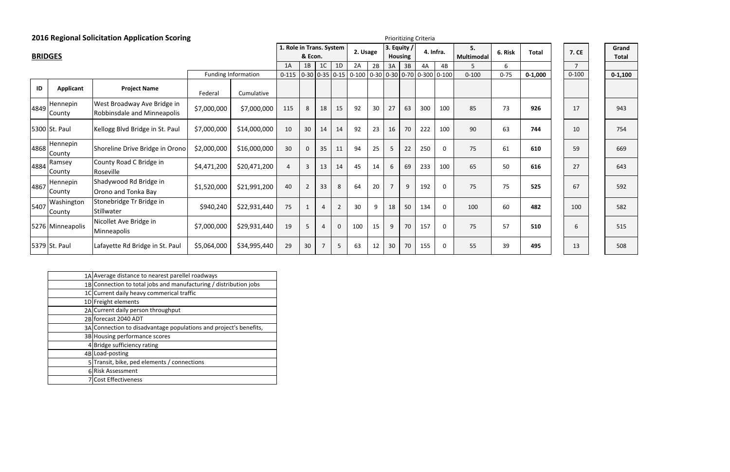## 2016 Regional Solicitation Application Scoring

Prioritizing Criteria

**BRIDGES**

| ID | Applicant | Project Name | Funding Information | | 1. Role in Trans. System & Econ. | | | | 2. Usage | | 3. Equity / Housing | | 4. Infra. | | 5. Multimodal | 6. Risk | Total | 7. CE | Grand Total |
|---|---|---|---|---|---|---|---|---|---|---|---|---|---|---|---|---|---|---|---|
| | | | | | 1A | 1B | 1C | 1D | 2A | 2B | 3A | 3B | 4A | 4B | 5 | 6 | | 7 | |
| | | | Federal | Cumulative | 0-115 | 0-30 | 0-35 | 0-15 | 0-100 | 0-30 | 0-30 | 0-70 | 0-300 | 0-100 | 0-100 | 0-75 | **0-1,000** | 0-100 | **0-1,100** |
| 4849 | Hennepin County | West Broadway Ave Bridge in Robbinsdale and Minneapolis | $7,000,000 | $7,000,000 | 115 | 8 | 18 | 15 | 92 | 30 | 27 | 63 | 300 | 100 | 85 | 73 | **926** | 17 | 943 |
| 5300 | St. Paul | Kellogg Blvd Bridge in St. Paul | $7,000,000 | $14,000,000 | 10 | 30 | 14 | 14 | 92 | 23 | 16 | 70 | 222 | 100 | 90 | 63 | **744** | 10 | 754 |
| 4868 | Hennepin County | Shoreline Drive Bridge in Orono | $2,000,000 | $16,000,000 | 30 | 0 | 35 | 11 | 94 | 25 | 5 | 22 | 250 | 0 | 75 | 61 | **610** | 59 | 669 |
| 4884 | Ramsey County | County Road C Bridge in Roseville | $4,471,200 | $20,471,200 | 4 | 3 | 13 | 14 | 45 | 14 | 6 | 69 | 233 | 100 | 65 | 50 | **616** | 27 | 643 |
| 4867 | Hennepin County | Shadywood Rd Bridge in Orono and Tonka Bay | $1,520,000 | $21,991,200 | 40 | 2 | 33 | 8 | 64 | 20 | 7 | 9 | 192 | 0 | 75 | 75 | **525** | 67 | 592 |
| 5407 | Washington County | Stonebridge Tr Bridge in Stillwater | $940,240 | $22,931,440 | 75 | 1 | 4 | 2 | 30 | 9 | 18 | 50 | 134 | 0 | 100 | 60 | **482** | 100 | 582 |
| 5276 | Minneapolis | Nicollet Ave Bridge in Minneapolis | $7,000,000 | $29,931,440 | 19 | 5 | 4 | 0 | 100 | 15 | 9 | 70 | 157 | 0 | 75 | 57 | **510** | 6 | 515 |
| 5379 | St. Paul | Lafayette Rd Bridge in St. Paul | $5,064,000 | $34,995,440 | 29 | 30 | 7 | 5 | 63 | 12 | 30 | 70 | 155 | 0 | 55 | 39 | **495** | 13 | 508 |

| | |
|---|---|
| 1A | Average distance to nearest parellel roadways |
| 1B | Connection to total jobs and manufacturing / distribution jobs |
| 1C | Current daily heavy commerical traffic |
| 1D | Freight elements |
| 2A | Current daily person throughput |
| 2B | forecast 2040 ADT |
| 3A | Connection to disadvantage populations and project's benefits, |
| 3B | Housing performance scores |
| 4 | Bridge sufficiency rating |
| 4B | Load-posting |
| 5 | Transit, bike, ped elements / connections |
| 6 | Risk Assessment |
| 7 | Cost Effectiveness |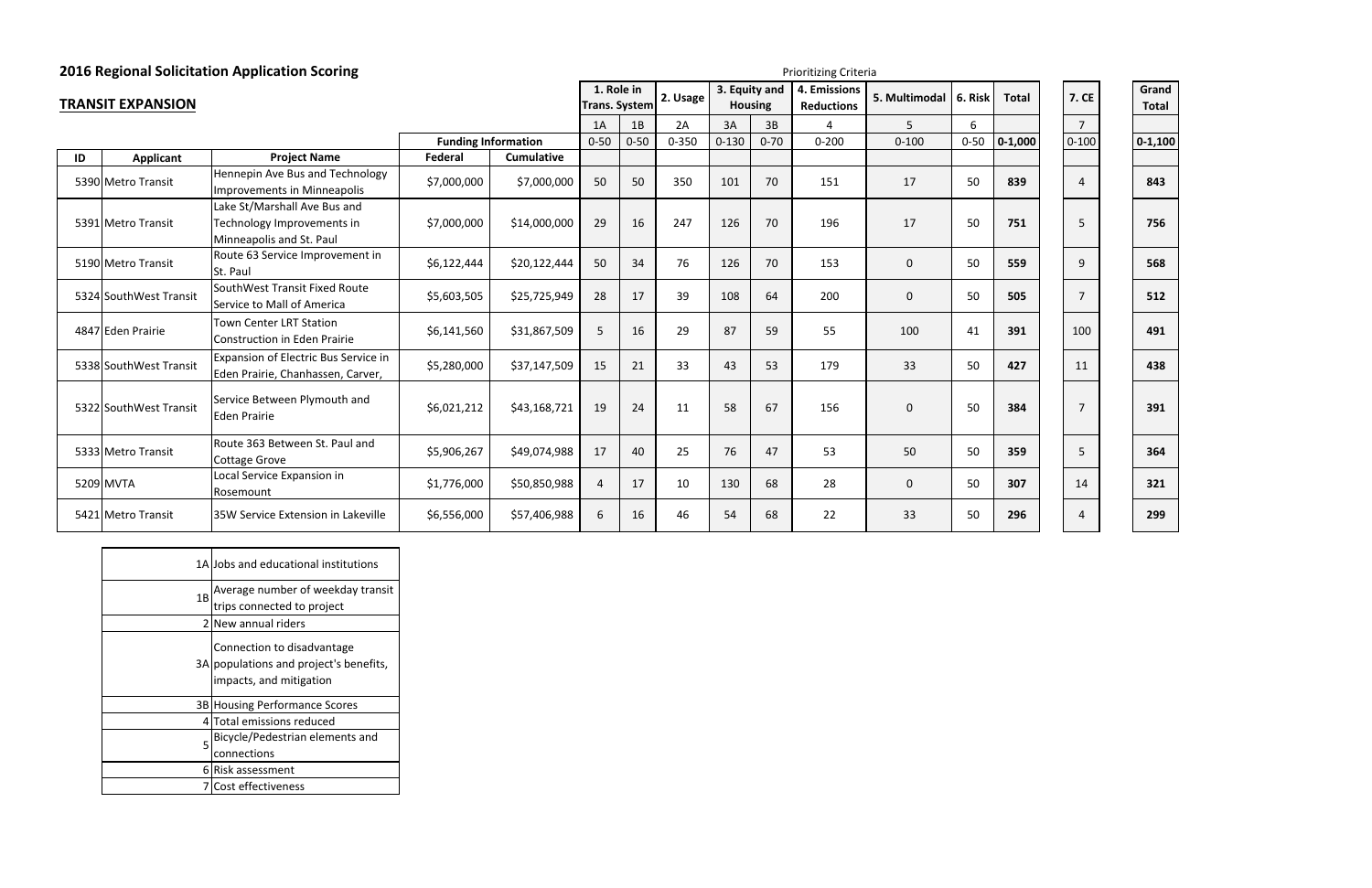## 2016 Regional Solicitation Application Scoring

### TRANSIT EXPANSION

Prioritizing Criteria

| ID | Applicant | Project Name | Funding Information | | 1. Role in Trans. System | | 2. Usage | 3. Equity and Housing | | 4. Emissions Reductions | 5. Multimodal | 6. Risk | Total | 7. CE | Grand Total |
|---|---|---|---|---|---|---|---|---|---|---|---|---|---|---|---|
| | | | | | 1A | 1B | 2A | 3A | 3B | 4 | 5 | 6 | | 7 | |
| | | | Federal | Cumulative | 0-50 | 0-50 | 0-350 | 0-130 | 0-70 | 0-200 | 0-100 | 0-50 | 0-1,000 | 0-100 | 0-1,100 |
| 5390 | Metro Transit | Hennepin Ave Bus and Technology Improvements in Minneapolis | $7,000,000 | $7,000,000 | 50 | 50 | 350 | 101 | 70 | 151 | 17 | 50 | **839** | 4 | **843** |
| 5391 | Metro Transit | Lake St/Marshall Ave Bus and Technology Improvements in Minneapolis and St. Paul | $7,000,000 | $14,000,000 | 29 | 16 | 247 | 126 | 70 | 196 | 17 | 50 | **751** | 5 | **756** |
| 5190 | Metro Transit | Route 63 Service Improvement in St. Paul | $6,122,444 | $20,122,444 | 50 | 34 | 76 | 126 | 70 | 153 | 0 | 50 | **559** | 9 | **568** |
| 5324 | SouthWest Transit | SouthWest Transit Fixed Route Service to Mall of America | $5,603,505 | $25,725,949 | 28 | 17 | 39 | 108 | 64 | 200 | 0 | 50 | **505** | 7 | **512** |
| 4847 | Eden Prairie | Town Center LRT Station Construction in Eden Prairie | $6,141,560 | $31,867,509 | 5 | 16 | 29 | 87 | 59 | 55 | 100 | 41 | **391** | 100 | **491** |
| 5338 | SouthWest Transit | Expansion of Electric Bus Service in Eden Prairie, Chanhassen, Carver, | $5,280,000 | $37,147,509 | 15 | 21 | 33 | 43 | 53 | 179 | 33 | 50 | **427** | 11 | **438** |
| 5322 | SouthWest Transit | Service Between Plymouth and Eden Prairie | $6,021,212 | $43,168,721 | 19 | 24 | 11 | 58 | 67 | 156 | 0 | 50 | **384** | 7 | **391** |
| 5333 | Metro Transit | Route 363 Between St. Paul and Cottage Grove | $5,906,267 | $49,074,988 | 17 | 40 | 25 | 76 | 47 | 53 | 50 | 50 | **359** | 5 | **364** |
| 5209 | MVTA | Local Service Expansion in Rosemount | $1,776,000 | $50,850,988 | 4 | 17 | 10 | 130 | 68 | 28 | 0 | 50 | **307** | 14 | **321** |
| 5421 | Metro Transit | 35W Service Extension in Lakeville | $6,556,000 | $57,406,988 | 6 | 16 | 46 | 54 | 68 | 22 | 33 | 50 | **296** | 4 | **299** |

| | |
|---|---|
| 1A | Jobs and educational institutions |
| 1B | Average number of weekday transit trips connected to project |
| 2 | New annual riders |
| 3A | Connection to disadvantage populations and project's benefits, impacts, and mitigation |
| 3B | Housing Performance Scores |
| 4 | Total emissions reduced |
| 5 | Bicycle/Pedestrian elements and connections |
| 6 | Risk assessment |
| 7 | Cost effectiveness |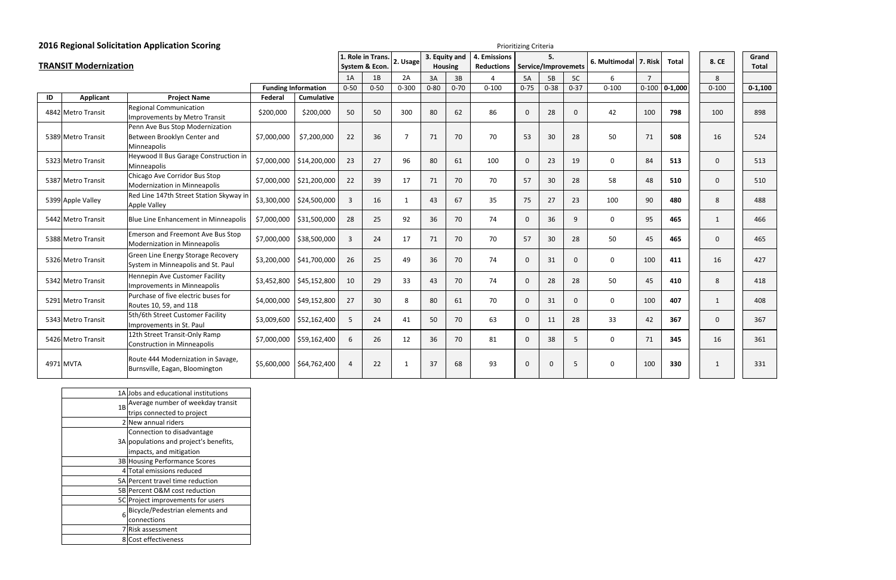## 2016 Regional Solicitation Application Scoring

### TRANSIT Modernization

Prioritizing Criteria

| ID | Applicant | Project Name | Funding Information | | 1. Role in Trans. System & Econ. | | 2. Usage | 3. Equity and Housing | | 4. Emissions Reductions | 5. Service/Improvemets | | | 6. Multimodal | 7. Risk | Total | 8. CE | Grand Total |
|---|---|---|---|---|---|---|---|---|---|---|---|---|---|---|---|---|---|---|
| | | | | | 1A | 1B | 2A | 3A | 3B | 4 | 5A | 5B | 5C | 6 | 7 | | 8 | |
| | | | Federal | Cumulative | 0-50 | 0-50 | 0-300 | 0-80 | 0-70 | 0-100 | 0-75 | 0-38 | 0-37 | 0-100 | 0-100 | 0-1,000 | 0-100 | 0-1,100 |
| 4842 | Metro Transit | Regional Communication Improvements by Metro Transit | $200,000 | $200,000 | 50 | 50 | 300 | 80 | 62 | 86 | 0 | 28 | 0 | 42 | 100 | **798** | 100 | 898 |
| 5389 | Metro Transit | Penn Ave Bus Stop Modernization Between Brooklyn Center and Minneapolis | $7,000,000 | $7,200,000 | 22 | 36 | 7 | 71 | 70 | 70 | 53 | 30 | 28 | 50 | 71 | **508** | 16 | 524 |
| 5323 | Metro Transit | Heywood II Bus Garage Construction in Minneapolis | $7,000,000 | $14,200,000 | 23 | 27 | 96 | 80 | 61 | 100 | 0 | 23 | 19 | 0 | 84 | **513** | 0 | 513 |
| 5387 | Metro Transit | Chicago Ave Corridor Bus Stop Modernization in Minneapolis | $7,000,000 | $21,200,000 | 22 | 39 | 17 | 71 | 70 | 70 | 57 | 30 | 28 | 58 | 48 | **510** | 0 | 510 |
| 5399 | Apple Valley | Red Line 147th Street Station Skyway in Apple Valley | $3,300,000 | $24,500,000 | 3 | 16 | 1 | 43 | 67 | 35 | 75 | 27 | 23 | 100 | 90 | **480** | 8 | 488 |
| 5442 | Metro Transit | Blue Line Enhancement in Minneapolis | $7,000,000 | $31,500,000 | 28 | 25 | 92 | 36 | 70 | 74 | 0 | 36 | 9 | 0 | 95 | **465** | 1 | 466 |
| 5388 | Metro Transit | Emerson and Freemont Ave Bus Stop Modernization in Minneapolis | $7,000,000 | $38,500,000 | 3 | 24 | 17 | 71 | 70 | 70 | 57 | 30 | 28 | 50 | 45 | **465** | 0 | 465 |
| 5326 | Metro Transit | Green Line Energy Storage Recovery System in Minneapolis and St. Paul | $3,200,000 | $41,700,000 | 26 | 25 | 49 | 36 | 70 | 74 | 0 | 31 | 0 | 0 | 100 | **411** | 16 | 427 |
| 5342 | Metro Transit | Hennepin Ave Customer Facility Improvements in Minneapolis | $3,452,800 | $45,152,800 | 10 | 29 | 33 | 43 | 70 | 74 | 0 | 28 | 28 | 50 | 45 | **410** | 8 | 418 |
| 5291 | Metro Transit | Purchase of five electric buses for Routes 10, 59, and 118 | $4,000,000 | $49,152,800 | 27 | 30 | 8 | 80 | 61 | 70 | 0 | 31 | 0 | 0 | 100 | **407** | 1 | 408 |
| 5343 | Metro Transit | 5th/6th Street Customer Facility Improvements in St. Paul | $3,009,600 | $52,162,400 | 5 | 24 | 41 | 50 | 70 | 63 | 0 | 11 | 28 | 33 | 42 | **367** | 0 | 367 |
| 5426 | Metro Transit | 12th Street Transit-Only Ramp Construction in Minneapolis | $7,000,000 | $59,162,400 | 6 | 26 | 12 | 36 | 70 | 81 | 0 | 38 | 5 | 0 | 71 | **345** | 16 | 361 |
| 4971 | MVTA | Route 444 Modernization in Savage, Burnsville, Eagan, Bloomington | $5,600,000 | $64,762,400 | 4 | 22 | 1 | 37 | 68 | 93 | 0 | 0 | 5 | 0 | 100 | **330** | 1 | 331 |

| | |
|---|---|
| 1A | Jobs and educational institutions |
| 1B | Average number of weekday transit trips connected to project |
| 2 | New annual riders |
| 3A | Connection to disadvantage populations and project's benefits, impacts, and mitigation |
| 3B | Housing Performance Scores |
| 4 | Total emissions reduced |
| 5A | Percent travel time reduction |
| 5B | Percent O&M cost reduction |
| 5C | Project improvements for users |
| 6 | Bicycle/Pedestrian elements and connections |
| 7 | Risk assessment |
| 8 | Cost effectiveness |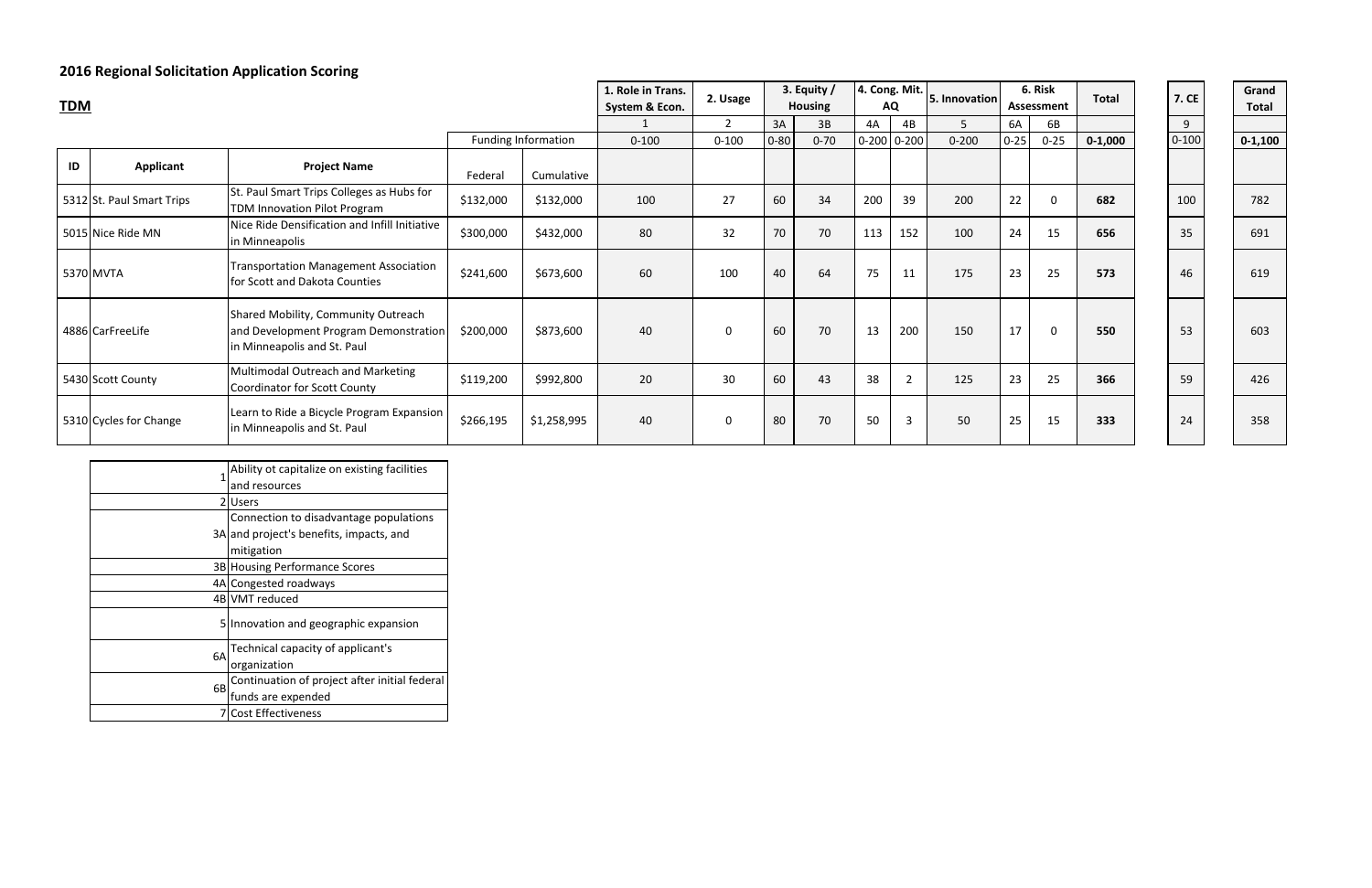## 2016 Regional Solicitation Application Scoring

**TDM**

| ID | Applicant | Project Name | Funding Information | | 1. Role in Trans. System & Econ. | 2. Usage | 3. Equity / Housing | | 4. Cong. Mit. AQ | | 5. Innovation | 6. Risk Assessment | | Total | 7. CE | Grand Total |
|---|---|---|---|---|---|---|---|---|---|---|---|---|---|---|---|---|
| | | | | | 1 | 2 | 3A | 3B | 4A | 4B | 5 | 6A | 6B | | 9 | |
| | | | | | 0-100 | 0-100 | 0-80 | 0-70 | 0-200 | 0-200 | 0-200 | 0-25 | 0-25 | **0-1,000** | 0-100 | **0-1,100** |
| | | | Federal | Cumulative | | | | | | | | | | | | |
| 5312 | St. Paul Smart Trips | St. Paul Smart Trips Colleges as Hubs for TDM Innovation Pilot Program | $132,000 | $132,000 | 100 | 27 | 60 | 34 | 200 | 39 | 200 | 22 | 0 | **682** | 100 | 782 |
| 5015 | Nice Ride MN | Nice Ride Densification and Infill Initiative in Minneapolis | $300,000 | $432,000 | 80 | 32 | 70 | 70 | 113 | 152 | 100 | 24 | 15 | **656** | 35 | 691 |
| 5370 | MVTA | Transportation Management Association for Scott and Dakota Counties | $241,600 | $673,600 | 60 | 100 | 40 | 64 | 75 | 11 | 175 | 23 | 25 | **573** | 46 | 619 |
| 4886 | CarFreeLife | Shared Mobility, Community Outreach and Development Program Demonstration in Minneapolis and St. Paul | $200,000 | $873,600 | 40 | 0 | 60 | 70 | 13 | 200 | 150 | 17 | 0 | **550** | 53 | 603 |
| 5430 | Scott County | Multimodal Outreach and Marketing Coordinator for Scott County | $119,200 | $992,800 | 20 | 30 | 60 | 43 | 38 | 2 | 125 | 23 | 25 | **366** | 59 | 426 |
| 5310 | Cycles for Change | Learn to Ride a Bicycle Program Expansion in Minneapolis and St. Paul | $266,195 | $1,258,995 | 40 | 0 | 80 | 70 | 50 | 3 | 50 | 25 | 15 | **333** | 24 | 358 |

| | |
|---|---|
| 1 | Ability ot capitalize on existing facilities and resources |
| 2 | Users |
| 3A | Connection to disadvantage populations and project's benefits, impacts, and mitigation |
| 3B | Housing Performance Scores |
| 4A | Congested roadways |
| 4B | VMT reduced |
| 5 | Innovation and geographic expansion |
| 6A | Technical capacity of applicant's organization |
| 6B | Continuation of project after initial federal funds are expended |
| 7 | Cost Effectiveness |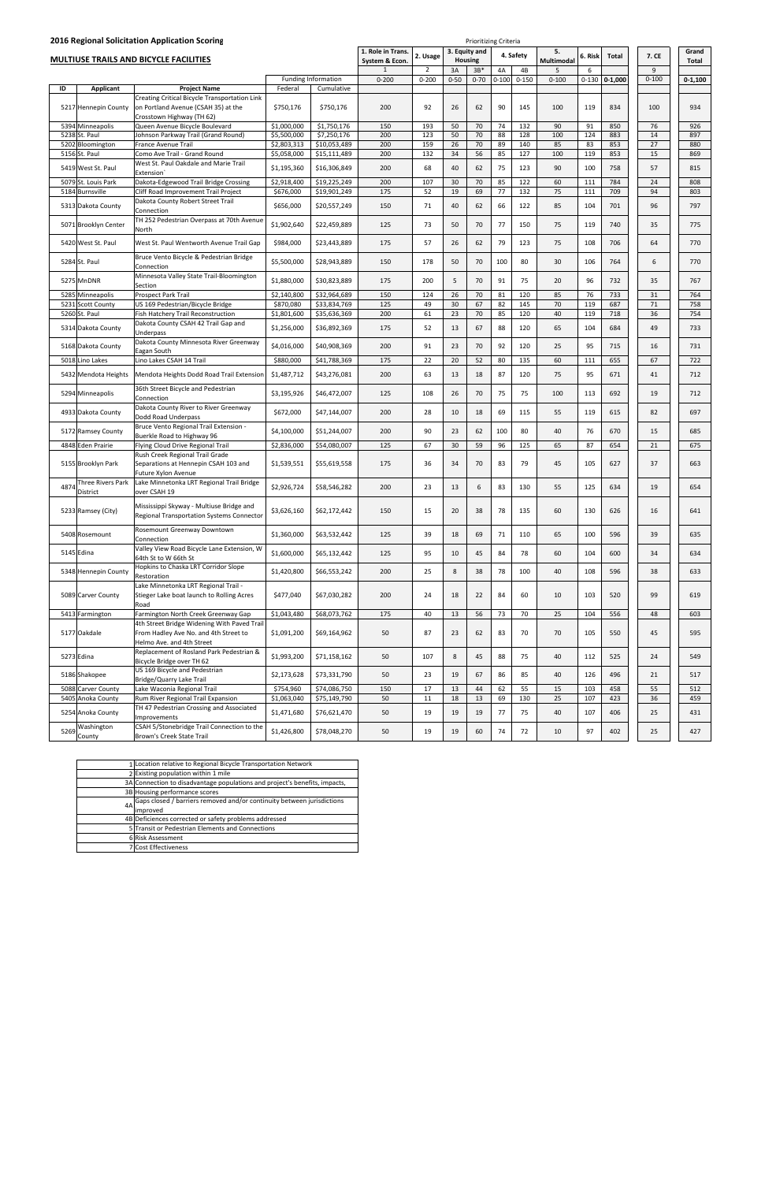# 2016 Regional Solicitation Application Scoring

## MULTIUSE TRAILS AND BICYCLE FACILITIES

| | | | | | Prioritizing Criteria | | | | | | | | | | | |
|---|---|---|---|---|---|---|---|---|---|---|---|---|---|---|---|---|
| | | | | | 1. Role in Trans. System & Econ. | 2. Usage | 3. Equity and Housing | | 4. Safety | | 5. Multimodal | 6. Risk | Total | 7. CE | Grand Total |
| | | | | | 1 | 2 | 3A | 3B* | 4A | 4B | 5 | 6 | | 9 | |
| | | | Funding Information | | 0-200 | 0-200 | 0-50 | 0-70 | 0-100 | 0-150 | 0-100 | 0-130 | 0-1,000 | 0-100 | 0-1,100 |
| ID | Applicant | Project Name | Federal | Cumulative | | | | | | | | | | | |
| 5217 | Hennepin County | Creating Critical Bicycle Transportation Link on Portland Avenue (CSAH 35) at the Crosstown Highway (TH 62) | $750,176 | $750,176 | 200 | 92 | 26 | 62 | 90 | 145 | 100 | 119 | 834 | 100 | 934 |
| 5394 | Minneapolis | Queen Avenue Bicycle Boulevard | $1,000,000 | $1,750,176 | 150 | 193 | 50 | 70 | 74 | 132 | 90 | 91 | 850 | 76 | 926 |
| 5238 | St. Paul | Johnson Parkway Trail (Grand Round) | $5,500,000 | $7,250,176 | 200 | 123 | 50 | 70 | 88 | 128 | 100 | 124 | 883 | 14 | 897 |
| 5202 | Bloomington | France Avenue Trail | $2,803,313 | $10,053,489 | 200 | 159 | 26 | 70 | 89 | 140 | 85 | 83 | 853 | 27 | 880 |
| 5156 | St. Paul | Como Ave Trail - Grand Round | $5,058,000 | $15,111,489 | 200 | 132 | 34 | 56 | 85 | 127 | 100 | 119 | 853 | 15 | 869 |
| 5419 | West St. Paul | West St. Paul Oakdale and Marie Trail Extension` | $1,195,360 | $16,306,849 | 200 | 68 | 40 | 62 | 75 | 123 | 90 | 100 | 758 | 57 | 815 |
| 5079 | St. Louis Park | Dakota-Edgewood Trail Bridge Crossing | $2,918,400 | $19,225,249 | 200 | 107 | 30 | 70 | 85 | 122 | 60 | 111 | 784 | 24 | 808 |
| 5184 | Burnsville | Cliff Road Improvement Trail Project | $676,000 | $19,901,249 | 175 | 52 | 19 | 69 | 77 | 132 | 75 | 111 | 709 | 94 | 803 |
| 5313 | Dakota County | Dakota County Robert Street Trail Connection | $656,000 | $20,557,249 | 150 | 71 | 40 | 62 | 66 | 122 | 85 | 104 | 701 | 96 | 797 |
| 5071 | Brooklyn Center | TH 252 Pedestrian Overpass at 70th Avenue North | $1,902,640 | $22,459,889 | 125 | 73 | 50 | 70 | 77 | 150 | 75 | 119 | 740 | 35 | 775 |
| 5420 | West St. Paul | West St. Paul Wentworth Avenue Trail Gap | $984,000 | $23,443,889 | 175 | 57 | 26 | 62 | 79 | 123 | 75 | 108 | 706 | 64 | 770 |
| 5284 | St. Paul | Bruce Vento Bicycle & Pedestrian Bridge Connection | $5,500,000 | $28,943,889 | 150 | 178 | 50 | 70 | 100 | 80 | 30 | 106 | 764 | 6 | 770 |
| 5275 | MnDNR | Minnesota Valley State Trail-Bloomington Section | $1,880,000 | $30,823,889 | 175 | 200 | 5 | 70 | 91 | 75 | 20 | 96 | 732 | 35 | 767 |
| 5285 | Minneapolis | Prospect Park Trail | $2,140,800 | $32,964,689 | 150 | 124 | 26 | 70 | 81 | 120 | 85 | 76 | 733 | 31 | 764 |
| 5231 | Scott County | US 169 Pedestrian/Bicycle Bridge | $870,080 | $33,834,769 | 125 | 49 | 30 | 67 | 82 | 145 | 70 | 119 | 687 | 71 | 758 |
| 5260 | St. Paul | Fish Hatchery Trail Reconstruction | $1,801,600 | $35,636,369 | 200 | 61 | 23 | 70 | 85 | 120 | 40 | 119 | 718 | 36 | 754 |
| 5314 | Dakota County | Dakota County CSAH 42 Trail Gap and Underpass | $1,256,000 | $36,892,369 | 175 | 52 | 13 | 67 | 88 | 120 | 65 | 104 | 684 | 49 | 733 |
| 5168 | Dakota County | Dakota County Minnesota River Greenway Eagan South | $4,016,000 | $40,908,369 | 200 | 91 | 23 | 70 | 92 | 120 | 25 | 95 | 715 | 16 | 731 |
| 5018 | Lino Lakes | Lino Lakes CSAH 14 Trail | $880,000 | $41,788,369 | 175 | 22 | 20 | 52 | 80 | 135 | 60 | 111 | 655 | 67 | 722 |
| 5432 | Mendota Heights | Mendota Heights Dodd Road Trail Extension | $1,487,712 | $43,276,081 | 200 | 63 | 13 | 18 | 87 | 120 | 75 | 95 | 671 | 41 | 712 |
| 5294 | Minneapolis | 36th Street Bicycle and Pedestrian Connection | $3,195,926 | $46,472,007 | 125 | 108 | 26 | 70 | 75 | 75 | 100 | 113 | 692 | 19 | 712 |
| 4933 | Dakota County | Dakota County River to River Greenway Dodd Road Underpass | $672,000 | $47,144,007 | 200 | 28 | 10 | 18 | 69 | 115 | 55 | 119 | 615 | 82 | 697 |
| 5172 | Ramsey County | Bruce Vento Regional Trail Extension - Buerkle Road to Highway 96 | $4,100,000 | $51,244,007 | 200 | 90 | 23 | 62 | 100 | 80 | 40 | 76 | 670 | 15 | 685 |
| 4848 | Eden Prairie | Flying Cloud Drive Regional Trail | $2,836,000 | $54,080,007 | 125 | 67 | 30 | 59 | 96 | 125 | 65 | 87 | 654 | 21 | 675 |
| 5155 | Brooklyn Park | Rush Creek Regional Trail Grade Separations at Hennepin CSAH 103 and Future Xylon Avenue | $1,539,551 | $55,619,558 | 175 | 36 | 34 | 70 | 83 | 79 | 45 | 105 | 627 | 37 | 663 |
| 4874 | Three Rivers Park District | Lake Minnetonka LRT Regional Trail Bridge over CSAH 19 | $2,926,724 | $58,546,282 | 200 | 23 | 13 | 6 | 83 | 130 | 55 | 125 | 634 | 19 | 654 |
| 5233 | Ramsey (City) | Mississippi Skyway - Multiuse Bridge and Regional Transportation Systems Connector | $3,626,160 | $62,172,442 | 150 | 15 | 20 | 38 | 78 | 135 | 60 | 130 | 626 | 16 | 641 |
| 5408 | Rosemount | Rosemount Greenway Downtown Connection | $1,360,000 | $63,532,442 | 125 | 39 | 18 | 69 | 71 | 110 | 65 | 100 | 596 | 39 | 635 |
| 5145 | Edina | Valley View Road Bicycle Lane Extension, W 64th St to W 66th St | $1,600,000 | $65,132,442 | 125 | 95 | 10 | 45 | 84 | 78 | 60 | 104 | 600 | 34 | 634 |
| 5348 | Hennepin County | Hopkins to Chaska LRT Corridor Slope Restoration | $1,420,800 | $66,553,242 | 200 | 25 | 8 | 38 | 78 | 100 | 40 | 108 | 596 | 38 | 633 |
| 5089 | Carver County | Lake Minnetonka LRT Regional Trail - Stieger Lake boat launch to Rolling Acres Road | $477,040 | $67,030,282 | 200 | 24 | 18 | 22 | 84 | 60 | 10 | 103 | 520 | 99 | 619 |
| 5413 | Farmington | Farmington North Creek Greenway Gap | $1,043,480 | $68,073,762 | 175 | 40 | 13 | 56 | 73 | 70 | 25 | 104 | 556 | 48 | 603 |
| 5177 | Oakdale | 4th Street Bridge Widening With Paved Trail From Hadley Ave No. and 4th Street to Helmo Ave. and 4th Street | $1,091,200 | $69,164,962 | 50 | 87 | 23 | 62 | 83 | 70 | 70 | 105 | 550 | 45 | 595 |
| 5273 | Edina | Replacement of Rosland Park Pedestrian & Bicycle Bridge over TH 62 | $1,993,200 | $71,158,162 | 50 | 107 | 8 | 45 | 88 | 75 | 40 | 112 | 525 | 24 | 549 |
| 5186 | Shakopee | US 169 Bicycle and Pedestrian Bridge/Quarry Lake Trail | $2,173,628 | $73,331,790 | 50 | 23 | 19 | 67 | 86 | 85 | 40 | 126 | 496 | 21 | 517 |
| 5088 | Carver County | Lake Waconia Regional Trail | $754,960 | $74,086,750 | 150 | 17 | 13 | 44 | 62 | 55 | 15 | 103 | 458 | 55 | 512 |
| 5405 | Anoka County | Rum River Regional Trail Expansion | $1,063,040 | $75,149,790 | 50 | 11 | 18 | 13 | 69 | 130 | 25 | 107 | 423 | 36 | 459 |
| 5254 | Anoka County | TH 47 Pedestrian Crossing and Associated Improvements | $1,471,680 | $76,621,470 | 50 | 19 | 19 | 19 | 77 | 75 | 40 | 107 | 406 | 25 | 431 |
| 5269 | Washington County | CSAH 5/Stonebridge Trail Connection to the Brown's Creek State Trail | $1,426,800 | $78,048,270 | 50 | 19 | 19 | 60 | 74 | 72 | 10 | 97 | 402 | 25 | 427 |

| | |
|---|---|
| 1 | Location relative to Regional Bicycle Transportation Network |
| 2 | Existing population within 1 mile |
| 3A | Connection to disadvantage populations and project's benefits, impacts, |
| 3B | Housing performance scores |
| 4A | Gaps closed / barriers removed and/or continuity between jurisdictions improved |
| 4B | Deficiences corrected or safety problems addressed |
| 5 | Transit or Pedestrian Elements and Connections |
| 6 | Risk Assessment |
| 7 | Cost Effectiveness |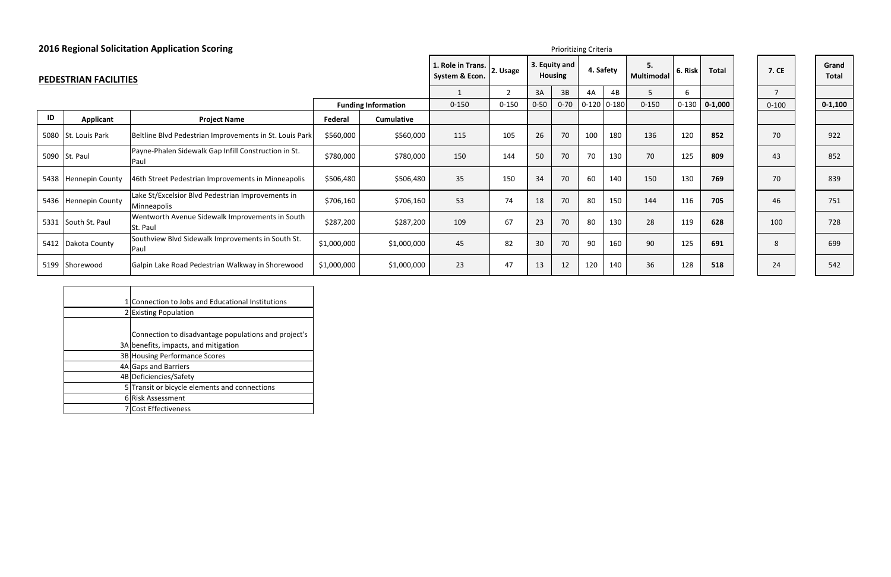## 2016 Regional Solicitation Application Scoring

### PEDESTRIAN FACILITIES

Prioritizing Criteria

| ID | Applicant | Project Name | Federal | Cumulative | 1. Role in Trans. System & Econ. | 2. Usage | 3. Equity and Housing | | 4. Safety | | 5. Multimodal | 6. Risk | Total | 7. CE | Grand Total |
|---|---|---|---|---|---|---|---|---|---|---|---|---|---|---|---|
| | | | | | 1 | 2 | 3A | 3B | 4A | 4B | 5 | 6 | | 7 | |
| | | | Funding Information | | 0-150 | 0-150 | 0-50 | 0-70 | 0-120 | 0-180 | 0-150 | 0-130 | **0-1,000** | 0-100 | **0-1,100** |
| 5080 | St. Louis Park | Beltline Blvd Pedestrian Improvements in St. Louis Park | $560,000 | $560,000 | 115 | 105 | 26 | 70 | 100 | 180 | 136 | 120 | **852** | 70 | 922 |
| 5090 | St. Paul | Payne-Phalen Sidewalk Gap Infill Construction in St. Paul | $780,000 | $780,000 | 150 | 144 | 50 | 70 | 70 | 130 | 70 | 125 | **809** | 43 | 852 |
| 5438 | Hennepin County | 46th Street Pedestrian Improvements in Minneapolis | $506,480 | $506,480 | 35 | 150 | 34 | 70 | 60 | 140 | 150 | 130 | **769** | 70 | 839 |
| 5436 | Hennepin County | Lake St/Excelsior Blvd Pedestrian Improvements in Minneapolis | $706,160 | $706,160 | 53 | 74 | 18 | 70 | 80 | 150 | 144 | 116 | **705** | 46 | 751 |
| 5331 | South St. Paul | Wentworth Avenue Sidewalk Improvements in South St. Paul | $287,200 | $287,200 | 109 | 67 | 23 | 70 | 80 | 130 | 28 | 119 | **628** | 100 | 728 |
| 5412 | Dakota County | Southview Blvd Sidewalk Improvements in South St. Paul | $1,000,000 | $1,000,000 | 45 | 82 | 30 | 70 | 90 | 160 | 90 | 125 | **691** | 8 | 699 |
| 5199 | Shorewood | Galpin Lake Road Pedestrian Walkway in Shorewood | $1,000,000 | $1,000,000 | 23 | 47 | 13 | 12 | 120 | 140 | 36 | 128 | **518** | 24 | 542 |

| | |
|---|---|
| 1 | Connection to Jobs and Educational Institutions |
| 2 | Existing Population |
| 3A | Connection to disadvantage populations and project's benefits, impacts, and mitigation |
| 3B | Housing Performance Scores |
| 4A | Gaps and Barriers |
| 4B | Deficiencies/Safety |
| 5 | Transit or bicycle elements and connections |
| 6 | Risk Assessment |
| 7 | Cost Effectiveness |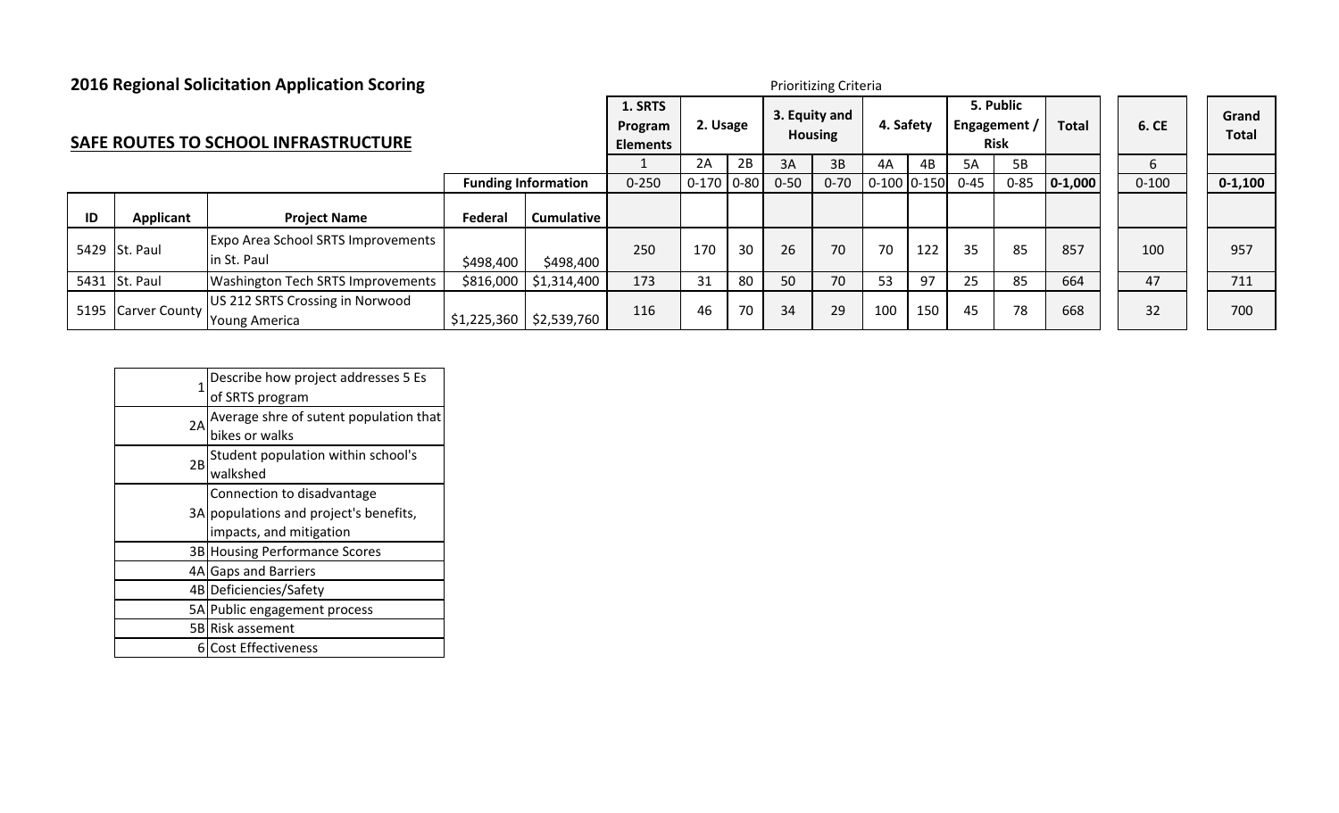## 2016 Regional Solicitation Application Scoring

Prioritizing Criteria

## SAFE ROUTES TO SCHOOL INFRASTRUCTURE

| | | | Funding Information | | 1. SRTS Program Elements | 2. Usage | | 3. Equity and Housing | | 4. Safety | | 5. Public Engagement / Risk | | Total | 6. CE | Grand Total |
|---|---|---|---|---|---|---|---|---|---|---|---|---|---|---|---|---|
| | | | | | 1 | 2A | 2B | 3A | 3B | 4A | 4B | 5A | 5B | | 6 | |
| | | | | | 0-250 | 0-170 | 0-80 | 0-50 | 0-70 | 0-100 | 0-150 | 0-45 | 0-85 | **0-1,000** | 0-100 | **0-1,100** |
| **ID** | **Applicant** | **Project Name** | **Federal** | **Cumulative** | | | | | | | | | | | | |
| 5429 | St. Paul | Expo Area School SRTS Improvements in St. Paul | $498,400 | $498,400 | 250 | 170 | 30 | 26 | 70 | 70 | 122 | 35 | 85 | 857 | 100 | 957 |
| 5431 | St. Paul | Washington Tech SRTS Improvements | $816,000 | $1,314,400 | 173 | 31 | 80 | 50 | 70 | 53 | 97 | 25 | 85 | 664 | 47 | 711 |
| 5195 | Carver County | US 212 SRTS Crossing in Norwood Young America | $1,225,360 | $2,539,760 | 116 | 46 | 70 | 34 | 29 | 100 | 150 | 45 | 78 | 668 | 32 | 700 |

| | |
|---|---|
| 1 | Describe how project addresses 5 Es of SRTS program |
| 2A | Average shre of sutent population that bikes or walks |
| 2B | Student population within school's walkshed |
| 3A | Connection to disadvantage populations and project's benefits, impacts, and mitigation |
| 3B | Housing Performance Scores |
| 4A | Gaps and Barriers |
| 4B | Deficiencies/Safety |
| 5A | Public engagement process |
| 5B | Risk assement |
| 6 | Cost Effectiveness |